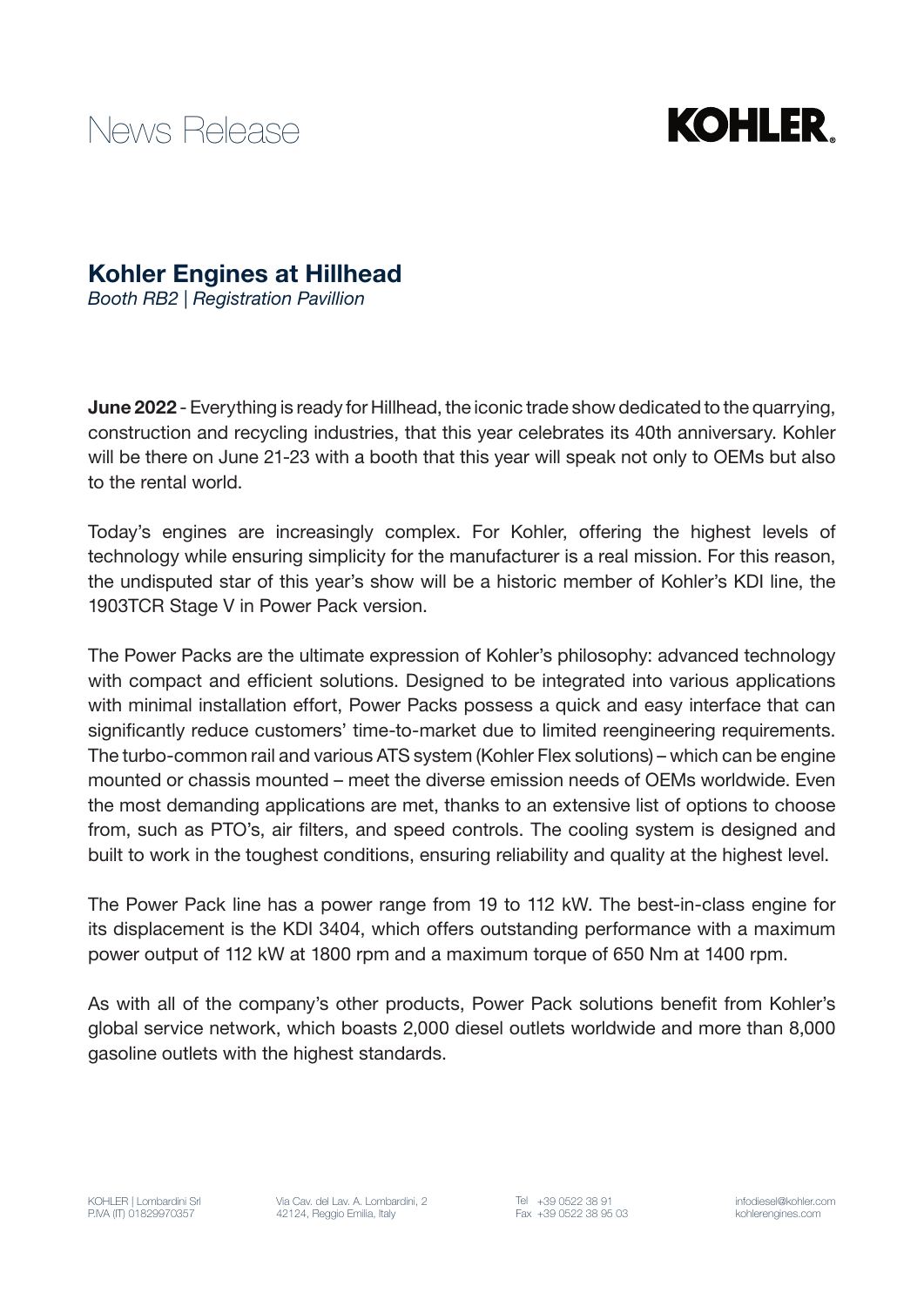News Release

KOHLER.

# Kohler Engines at Hillhead

*Booth RB2 | Registration Pavillion*

**June 2022** - Everything is ready for Hillhead, the iconic trade show dedicated to the quarrying, construction and recycling industries, that this year celebrates its 40th anniversary. Kohler will be there on June 21-23 with a booth that this year will speak not only to OEMs but also to the rental world.

Today's engines are increasingly complex. For Kohler, offering the highest levels of technology while ensuring simplicity for the manufacturer is a real mission. For this reason, the undisputed star of this year's show will be a historic member of Kohler's KDI line, the 1903TCR Stage V in Power Pack version.

The Power Packs are the ultimate expression of Kohler's philosophy: advanced technology with compact and efficient solutions. Designed to be integrated into various applications with minimal installation effort, Power Packs possess a quick and easy interface that can significantly reduce customers' time-to-market due to limited reengineering requirements. The turbo-common rail and various ATS system (Kohler Flex solutions) – which can be engine mounted or chassis mounted – meet the diverse emission needs of OEMs worldwide. Even the most demanding applications are met, thanks to an extensive list of options to choose from, such as PTO's, air filters, and speed controls. The cooling system is designed and built to work in the toughest conditions, ensuring reliability and quality at the highest level.

The Power Pack line has a power range from 19 to 112 kW. The best-in-class engine for its displacement is the KDI 3404, which offers outstanding performance with a maximum power output of 112 kW at 1800 rpm and a maximum torque of 650 Nm at 1400 rpm.

As with all of the company's other products, Power Pack solutions benefit from Kohler's global service network, which boasts 2,000 diesel outlets worldwide and more than 8,000 gasoline outlets with the highest standards.

KOHLER | Lombardini Srl
P.IVA (IT) 01829970357

Via Cav. del Lav. A. Lombardini, 2
42124, Reggio Emilia, Italy

Tel +39 0522 38 91
Fax +39 0522 38 95 03

infodiesel@kohler.com
kohlerengines.com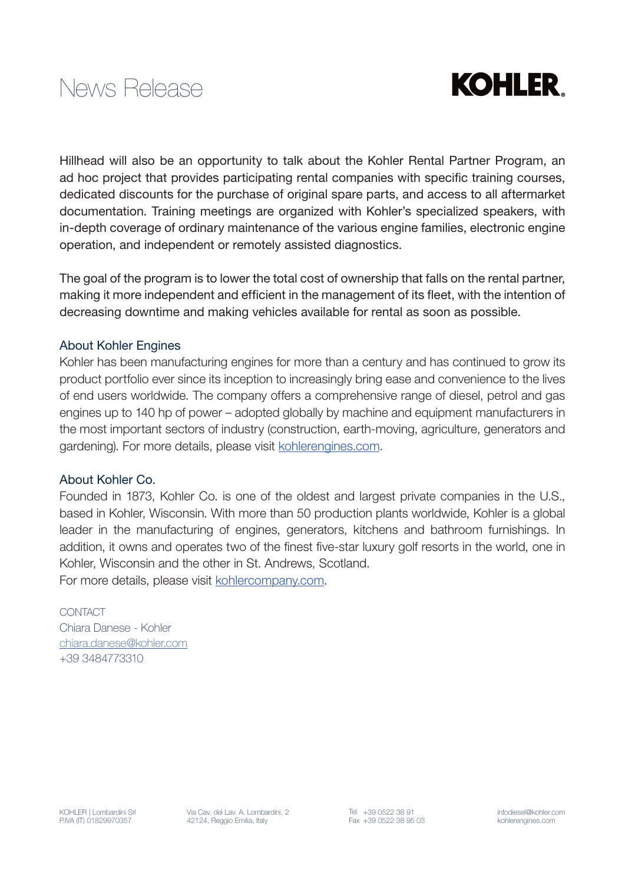Hillhead will also be an opportunity to talk about the Kohler Rental Partner Program, an ad hoc project that provides participating rental companies with specific training courses, dedicated discounts for the purchase of original spare parts, and access to all aftermarket documentation. Training meetings are organized with Kohler's specialized speakers, with in-depth coverage of ordinary maintenance of the various engine families, electronic engine operation, and independent or remotely assisted diagnostics.

The goal of the program is to lower the total cost of ownership that falls on the rental partner, making it more independent and efficient in the management of its fleet, with the intention of decreasing downtime and making vehicles available for rental as soon as possible.

## About Kohler Engines

Kohler has been manufacturing engines for more than a century and has continued to grow its product portfolio ever since its inception to increasingly bring ease and convenience to the lives of end users worldwide. The company offers a comprehensive range of diesel, petrol and gas engines up to 140 hp of power – adopted globally by machine and equipment manufacturers in the most important sectors of industry (construction, earth-moving, agriculture, generators and gardening). For more details, please visit [kohlerengines.com](kohlerengines.com).

## About Kohler Co.

Founded in 1873, Kohler Co. is one of the oldest and largest private companies in the U.S., based in Kohler, Wisconsin. With more than 50 production plants worldwide, Kohler is a global leader in the manufacturing of engines, generators, kitchens and bathroom furnishings. In addition, it owns and operates two of the finest five-star luxury golf resorts in the world, one in Kohler, Wisconsin and the other in St. Andrews, Scotland.
For more details, please visit [kohlercompany.com](kohlercompany.com).

CONTACT
Chiara Danese - Kohler
chiara.danese@kohler.com
+39 3484773310